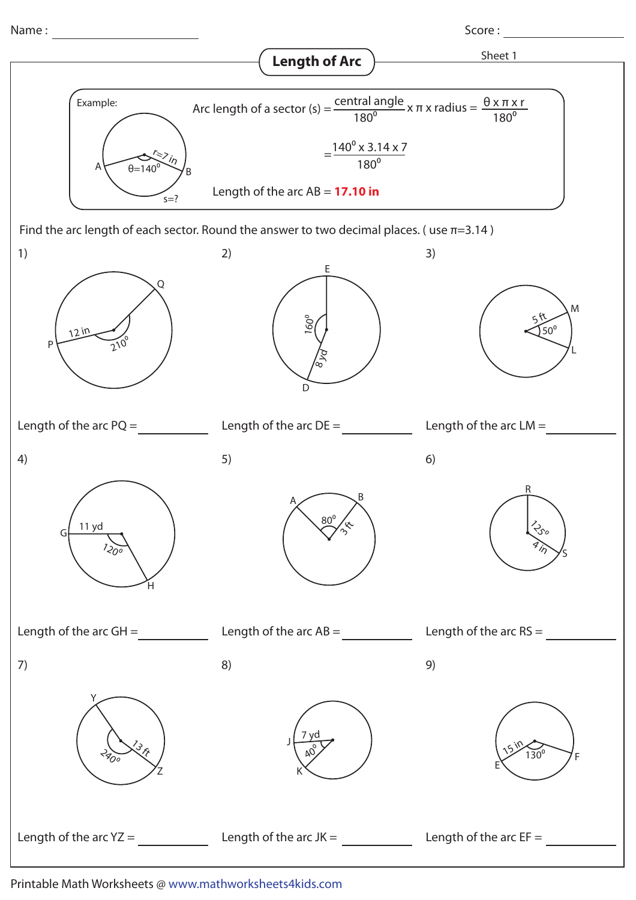Name : ______________ Score : ______________

# Length of Arc

Sheet 1

Example:

A, B, r=7 in, θ=140°, s=?

Arc length of a sector (s) = $\frac{\text{central angle}}{180^0} \times \pi \times \text{radius} = \frac{\theta \times \pi \times r}{180^0}$

$= \frac{140^0 \times 3.14 \times 7}{180^0}$

Length of the arc AB = **17.10 in**

Find the arc length of each sector. Round the answer to two decimal places. ( use $\pi$=3.14 )

1) P, Q, 12 in, 210°

Length of the arc PQ = ______

2) E, D, 160°, 8 yd

Length of the arc DE = ______

3) M, L, 5 ft, 50°

Length of the arc LM = ______

4) G, H, 11 yd, 120°

Length of the arc GH = ______

5) A, B, 80°, 3 ft

Length of the arc AB = ______

6) R, S, 125°, 4 in

Length of the arc RS = ______

7) Y, Z, 240°, 13 ft

Length of the arc YZ = ______

8) J, K, 7 yd, 40°

Length of the arc JK = ______

9) E, F, 15 in, 130°

Length of the arc EF = ______

Printable Math Worksheets @ www.mathworksheets4kids.com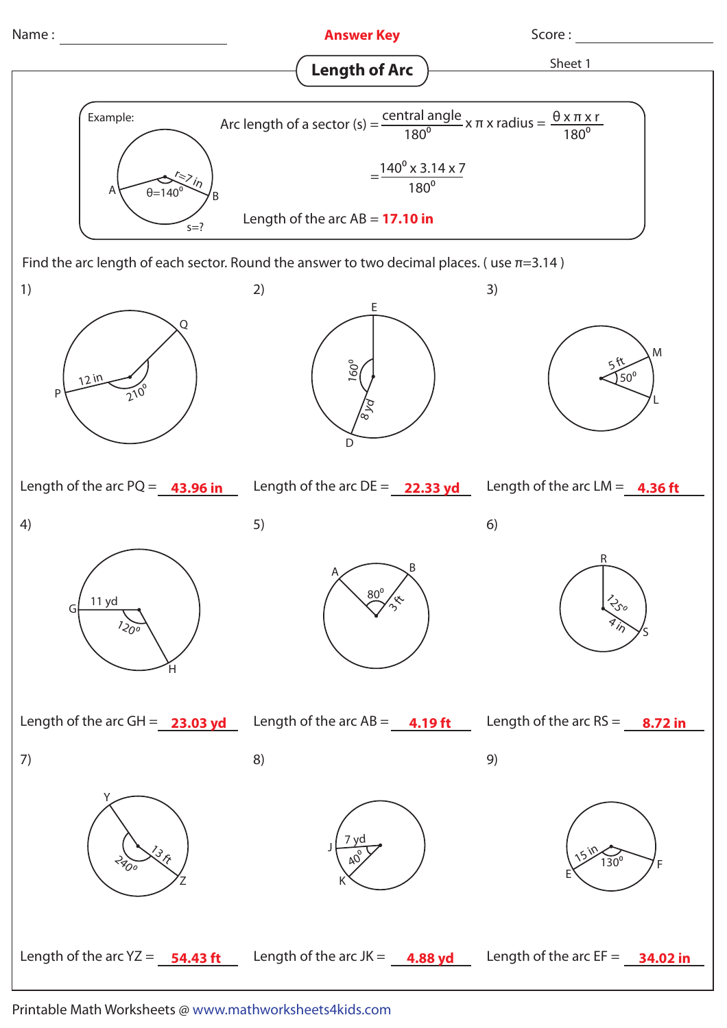Name : ______________ **Answer Key** Score : ______________

# Length of Arc

Sheet 1

Example:

Arc length of a sector (s) $= \frac{\text{central angle}}{180^0} \times \pi \times \text{radius} = \frac{\theta \times \pi \times r}{180^0}$

$= \frac{140^0 \times 3.14 \times 7}{180^0}$

Length of the arc AB = **17.10 in**

r=7 in
θ=140°
A
B
s=?

Find the arc length of each sector. Round the answer to two decimal places. ( use $\pi$=3.14 )

1)

12 in
210°
P
Q

Length of the arc PQ = **43.96 in**

2)

160°
8 yd
E
D

Length of the arc DE = **22.33 yd**

3)

5 ft
50°
M
L

Length of the arc LM = **4.36 ft**

4)

11 yd
120°
G
H

Length of the arc GH = **23.03 yd**

5)

80°
3 ft
A
B

Length of the arc AB = **4.19 ft**

6)

125°
4 in
R
S

Length of the arc RS = **8.72 in**

7)

13 ft
240°
Y
Z

Length of the arc YZ = **54.43 ft**

8)

7 yd
40°
J
K

Length of the arc JK = **4.88 yd**

9)

15 in
130°
E
F

Length of the arc EF = **34.02 in**